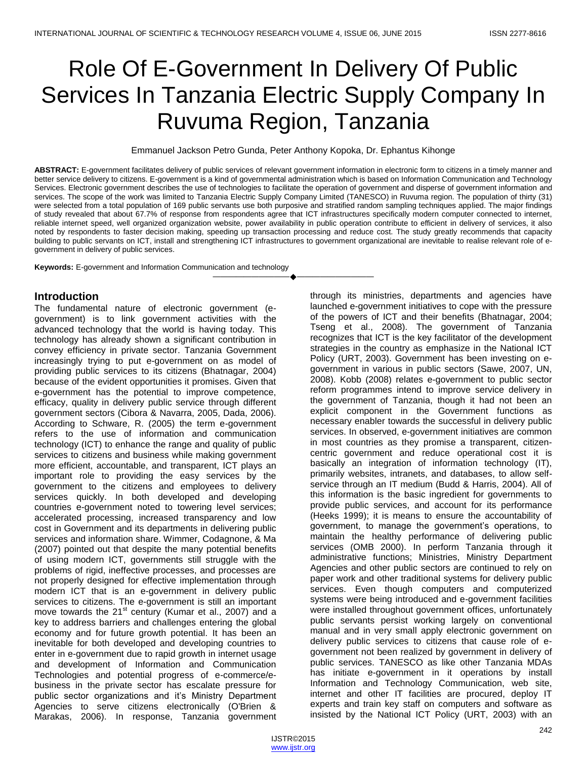# Role Of E-Government In Delivery Of Public Services In Tanzania Electric Supply Company In Ruvuma Region, Tanzania

Emmanuel Jackson Petro Gunda, Peter Anthony Kopoka, Dr. Ephantus Kihonge

**ABSTRACT:** E-government facilitates delivery of public services of relevant government information in electronic form to citizens in a timely manner and better service delivery to citizens. E-government is a kind of governmental administration which is based on Information Communication and Technology Services. Electronic government describes the use of technologies to facilitate the operation of government and disperse of government information and services. The scope of the work was limited to Tanzania Electric Supply Company Limited (TANESCO) in Ruvuma region. The population of thirty (31) were selected from a total population of 169 public servants use both purposive and stratified random sampling techniques applied. The major findings of study revealed that about 67.7% of response from respondents agree that ICT infrastructures specifically modern computer connected to internet, reliable internet speed, well organized organization website, power availability in public operation contribute to efficient in delivery of services, it also noted by respondents to faster decision making, speeding up transaction processing and reduce cost. The study greatly recommends that capacity building to public servants on ICT, install and strengthening ICT infrastructures to government organizational are inevitable to realise relevant role of e-government in delivery of public services.

**Keywords:** E-government and Information Communication and technology

## Introduction

The fundamental nature of electronic government (e-government) is to link government activities with the advanced technology that the world is having today. This technology has already shown a significant contribution in convey efficiency in private sector. Tanzania Government increasingly trying to put e-government on as model of providing public services to its citizens (Bhatnagar, 2004) because of the evident opportunities it promises. Given that e-government has the potential to improve competence, efficacy, quality in delivery public service through different government sectors (Cibora & Navarra, 2005, Dada, 2006). According to Schware, R. (2005) the term e-government refers to the use of information and communication technology (ICT) to enhance the range and quality of public services to citizens and business while making government more efficient, accountable, and transparent, ICT plays an important role to providing the easy services by the government to the citizens and employees to delivery services quickly. In both developed and developing countries e-government noted to towering level services; accelerated processing, increased transparency and low cost in Government and its departments in delivering public services and information share. Wimmer, Codagnone, & Ma (2007) pointed out that despite the many potential benefits of using modern ICT, governments still struggle with the problems of rigid, ineffective processes, and processes are not properly designed for effective implementation through modern ICT that is an e-government in delivery public services to citizens. The e-government is still an important move towards the 21st century (Kumar et al., 2007) and a key to address barriers and challenges entering the global economy and for future growth potential. It has been an inevitable for both developed and developing countries to enter in e-government due to rapid growth in internet usage and development of Information and Communication Technologies and potential progress of e-commerce/e-business in the private sector has escalate pressure for public sector organizations and it's Ministry Department Agencies to serve citizens electronically (O'Brien & Marakas, 2006). In response, Tanzania government through its ministries, departments and agencies have launched e-government initiatives to cope with the pressure of the powers of ICT and their benefits (Bhatnagar, 2004; Tseng et al., 2008). The government of Tanzania recognizes that ICT is the key facilitator of the development strategies in the country as emphasize in the National ICT Policy (URT, 2003). Government has been investing on e-government in various in public sectors (Sawe, 2007, UN, 2008). Kobb (2008) relates e-government to public sector reform programmes intend to improve service delivery in the government of Tanzania, though it had not been an explicit component in the Government functions as necessary enabler towards the successful in delivery public services. In observed, e-government initiatives are common in most countries as they promise a transparent, citizen-centric government and reduce operational cost it is basically an integration of information technology (IT), primarily websites, intranets, and databases, to allow self-service through an IT medium (Budd & Harris, 2004). All of this information is the basic ingredient for governments to provide public services, and account for its performance (Heeks 1999); it is means to ensure the accountability of government, to manage the government's operations, to maintain the healthy performance of delivering public services (OMB 2000). In perform Tanzania through it administrative functions; Ministries, Ministry Department Agencies and other public sectors are continued to rely on paper work and other traditional systems for delivery public services. Even though computers and computerized systems were being introduced and e-government facilities were installed throughout government offices, unfortunately public servants persist working largely on conventional manual and in very small apply electronic government on delivery public services to citizens that cause role of e-government not been realized by government in delivery of public services. TANESCO as like other Tanzania MDAs has initiate e-government in it operations by install Information and Technology Communication, web site, internet and other IT facilities are procured, deploy IT experts and train key staff on computers and software as insisted by the National ICT Policy (URT, 2003) with an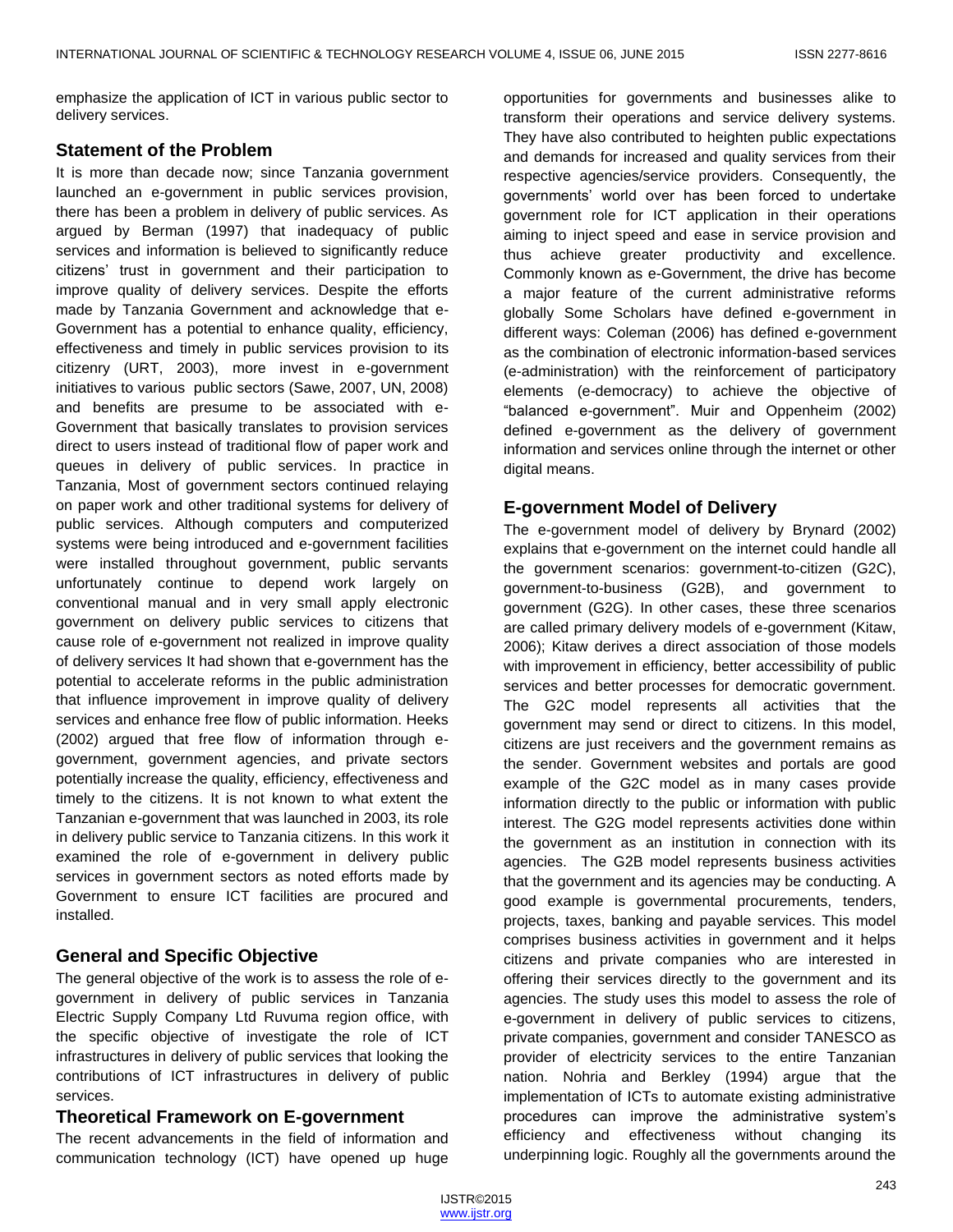emphasize the application of ICT in various public sector to delivery services.

## Statement of the Problem

It is more than decade now; since Tanzania government launched an e-government in public services provision, there has been a problem in delivery of public services. As argued by Berman (1997) that inadequacy of public services and information is believed to significantly reduce citizens' trust in government and their participation to improve quality of delivery services. Despite the efforts made by Tanzania Government and acknowledge that e-Government has a potential to enhance quality, efficiency, effectiveness and timely in public services provision to its citizenry (URT, 2003), more invest in e-government initiatives to various public sectors (Sawe, 2007, UN, 2008) and benefits are presume to be associated with e-Government that basically translates to provision services direct to users instead of traditional flow of paper work and queues in delivery of public services. In practice in Tanzania, Most of government sectors continued relaying on paper work and other traditional systems for delivery of public services. Although computers and computerized systems were being introduced and e-government facilities were installed throughout government, public servants unfortunately continue to depend work largely on conventional manual and in very small apply electronic government on delivery public services to citizens that cause role of e-government not realized in improve quality of delivery services It had shown that e-government has the potential to accelerate reforms in the public administration that influence improvement in improve quality of delivery services and enhance free flow of public information. Heeks (2002) argued that free flow of information through e-government, government agencies, and private sectors potentially increase the quality, efficiency, effectiveness and timely to the citizens. It is not known to what extent the Tanzanian e-government that was launched in 2003, its role in delivery public service to Tanzania citizens. In this work it examined the role of e-government in delivery public services in government sectors as noted efforts made by Government to ensure ICT facilities are procured and installed.

## General and Specific Objective

The general objective of the work is to assess the role of e-government in delivery of public services in Tanzania Electric Supply Company Ltd Ruvuma region office, with the specific objective of investigate the role of ICT infrastructures in delivery of public services that looking the contributions of ICT infrastructures in delivery of public services.

## Theoretical Framework on E-government

The recent advancements in the field of information and communication technology (ICT) have opened up huge opportunities for governments and businesses alike to transform their operations and service delivery systems. They have also contributed to heighten public expectations and demands for increased and quality services from their respective agencies/service providers. Consequently, the governments' world over has been forced to undertake government role for ICT application in their operations aiming to inject speed and ease in service provision and thus achieve greater productivity and excellence. Commonly known as e-Government, the drive has become a major feature of the current administrative reforms globally Some Scholars have defined e-government in different ways: Coleman (2006) has defined e-government as the combination of electronic information-based services (e-administration) with the reinforcement of participatory elements (e-democracy) to achieve the objective of "balanced e-government". Muir and Oppenheim (2002) defined e-government as the delivery of government information and services online through the internet or other digital means.

## E-government Model of Delivery

The e-government model of delivery by Brynard (2002) explains that e-government on the internet could handle all the government scenarios: government-to-citizen (G2C), government-to-business (G2B), and government to government (G2G). In other cases, these three scenarios are called primary delivery models of e-government (Kitaw, 2006); Kitaw derives a direct association of those models with improvement in efficiency, better accessibility of public services and better processes for democratic government. The G2C model represents all activities that the government may send or direct to citizens. In this model, citizens are just receivers and the government remains as the sender. Government websites and portals are good example of the G2C model as in many cases provide information directly to the public or information with public interest. The G2G model represents activities done within the government as an institution in connection with its agencies. The G2B model represents business activities that the government and its agencies may be conducting. A good example is governmental procurements, tenders, projects, taxes, banking and payable services. This model comprises business activities in government and it helps citizens and private companies who are interested in offering their services directly to the government and its agencies. The study uses this model to assess the role of e-government in delivery of public services to citizens, private companies, government and consider TANESCO as provider of electricity services to the entire Tanzanian nation. Nohria and Berkley (1994) argue that the implementation of ICTs to automate existing administrative procedures can improve the administrative system's efficiency and effectiveness without changing its underpinning logic. Roughly all the governments around the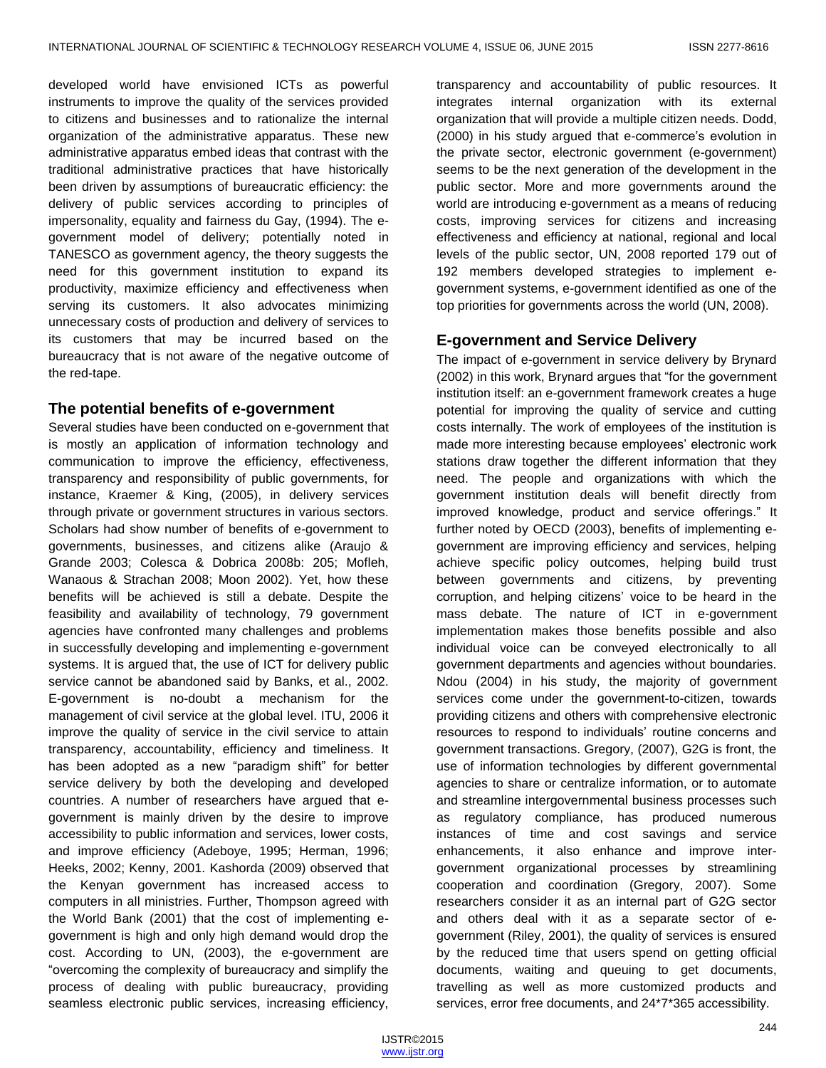developed world have envisioned ICTs as powerful instruments to improve the quality of the services provided to citizens and businesses and to rationalize the internal organization of the administrative apparatus. These new administrative apparatus embed ideas that contrast with the traditional administrative practices that have historically been driven by assumptions of bureaucratic efficiency: the delivery of public services according to principles of impersonality, equality and fairness du Gay, (1994). The e-government model of delivery; potentially noted in TANESCO as government agency, the theory suggests the need for this government institution to expand its productivity, maximize efficiency and effectiveness when serving its customers. It also advocates minimizing unnecessary costs of production and delivery of services to its customers that may be incurred based on the bureaucracy that is not aware of the negative outcome of the red-tape.

## The potential benefits of e-government

Several studies have been conducted on e-government that is mostly an application of information technology and communication to improve the efficiency, effectiveness, transparency and responsibility of public governments, for instance, Kraemer & King, (2005), in delivery services through private or government structures in various sectors. Scholars had show number of benefits of e-government to governments, businesses, and citizens alike (Araujo & Grande 2003; Colesca & Dobrica 2008b: 205; Mofleh, Wanaous & Strachan 2008; Moon 2002). Yet, how these benefits will be achieved is still a debate. Despite the feasibility and availability of technology, 79 government agencies have confronted many challenges and problems in successfully developing and implementing e-government systems. It is argued that, the use of ICT for delivery public service cannot be abandoned said by Banks, et al., 2002. E-government is no-doubt a mechanism for the management of civil service at the global level. ITU, 2006 it improve the quality of service in the civil service to attain transparency, accountability, efficiency and timeliness. It has been adopted as a new "paradigm shift" for better service delivery by both the developing and developed countries. A number of researchers have argued that e-government is mainly driven by the desire to improve accessibility to public information and services, lower costs, and improve efficiency (Adeboye, 1995; Herman, 1996; Heeks, 2002; Kenny, 2001. Kashorda (2009) observed that the Kenyan government has increased access to computers in all ministries. Further, Thompson agreed with the World Bank (2001) that the cost of implementing e-government is high and only high demand would drop the cost. According to UN, (2003), the e-government are "overcoming the complexity of bureaucracy and simplify the process of dealing with public bureaucracy, providing seamless electronic public services, increasing efficiency, transparency and accountability of public resources. It integrates internal organization with its external organization that will provide a multiple citizen needs. Dodd, (2000) in his study argued that e-commerce's evolution in the private sector, electronic government (e-government) seems to be the next generation of the development in the public sector. More and more governments around the world are introducing e-government as a means of reducing costs, improving services for citizens and increasing effectiveness and efficiency at national, regional and local levels of the public sector, UN, 2008 reported 179 out of 192 members developed strategies to implement e-government systems, e-government identified as one of the top priorities for governments across the world (UN, 2008).

## E-government and Service Delivery

The impact of e-government in service delivery by Brynard (2002) in this work, Brynard argues that "for the government institution itself: an e-government framework creates a huge potential for improving the quality of service and cutting costs internally. The work of employees of the institution is made more interesting because employees' electronic work stations draw together the different information that they need. The people and organizations with which the government institution deals will benefit directly from improved knowledge, product and service offerings." It further noted by OECD (2003), benefits of implementing e-government are improving efficiency and services, helping achieve specific policy outcomes, helping build trust between governments and citizens, by preventing corruption, and helping citizens' voice to be heard in the mass debate. The nature of ICT in e-government implementation makes those benefits possible and also individual voice can be conveyed electronically to all government departments and agencies without boundaries. Ndou (2004) in his study, the majority of government services come under the government-to-citizen, towards providing citizens and others with comprehensive electronic resources to respond to individuals' routine concerns and government transactions. Gregory, (2007), G2G is front, the use of information technologies by different governmental agencies to share or centralize information, or to automate and streamline intergovernmental business processes such as regulatory compliance, has produced numerous instances of time and cost savings and service enhancements, it also enhance and improve inter-government organizational processes by streamlining cooperation and coordination (Gregory, 2007). Some researchers consider it as an internal part of G2G sector and others deal with it as a separate sector of e-government (Riley, 2001), the quality of services is ensured by the reduced time that users spend on getting official documents, waiting and queuing to get documents, travelling as well as more customized products and services, error free documents, and 24*7*365 accessibility.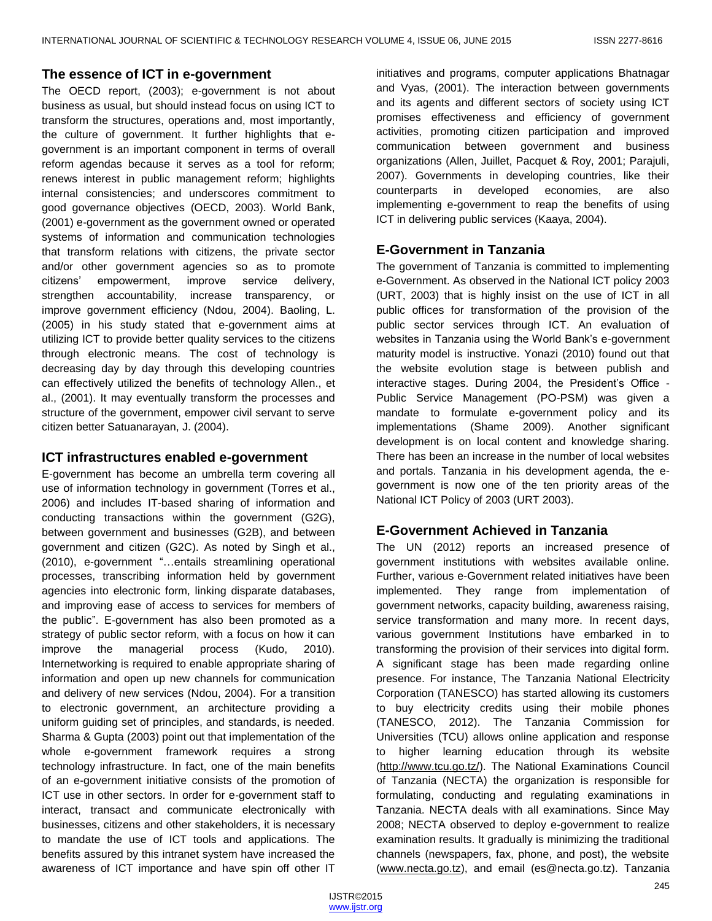## The essence of ICT in e-government

The OECD report, (2003); e-government is not about business as usual, but should instead focus on using ICT to transform the structures, operations and, most importantly, the culture of government. It further highlights that e-government is an important component in terms of overall reform agendas because it serves as a tool for reform; renews interest in public management reform; highlights internal consistencies; and underscores commitment to good governance objectives (OECD, 2003). World Bank, (2001) e-government as the government owned or operated systems of information and communication technologies that transform relations with citizens, the private sector and/or other government agencies so as to promote citizens' empowerment, improve service delivery, strengthen accountability, increase transparency, or improve government efficiency (Ndou, 2004). Baoling, L. (2005) in his study stated that e-government aims at utilizing ICT to provide better quality services to the citizens through electronic means. The cost of technology is decreasing day by day through this developing countries can effectively utilized the benefits of technology Allen., et al., (2001). It may eventually transform the processes and structure of the government, empower civil servant to serve citizen better Satuanarayan, J. (2004).

## ICT infrastructures enabled e-government

E-government has become an umbrella term covering all use of information technology in government (Torres et al., 2006) and includes IT-based sharing of information and conducting transactions within the government (G2G), between government and businesses (G2B), and between government and citizen (G2C). As noted by Singh et al., (2010), e-government "…entails streamlining operational processes, transcribing information held by government agencies into electronic form, linking disparate databases, and improving ease of access to services for members of the public". E-government has also been promoted as a strategy of public sector reform, with a focus on how it can improve the managerial process (Kudo, 2010). Internetworking is required to enable appropriate sharing of information and open up new channels for communication and delivery of new services (Ndou, 2004). For a transition to electronic government, an architecture providing a uniform guiding set of principles, and standards, is needed. Sharma & Gupta (2003) point out that implementation of the whole e-government framework requires a strong technology infrastructure. In fact, one of the main benefits of an e-government initiative consists of the promotion of ICT use in other sectors. In order for e-government staff to interact, transact and communicate electronically with businesses, citizens and other stakeholders, it is necessary to mandate the use of ICT tools and applications. The benefits assured by this intranet system have increased the awareness of ICT importance and have spin off other IT initiatives and programs, computer applications Bhatnagar and Vyas, (2001). The interaction between governments and its agents and different sectors of society using ICT promises effectiveness and efficiency of government activities, promoting citizen participation and improved communication between government and business organizations (Allen, Juillet, Pacquet & Roy, 2001; Parajuli, 2007). Governments in developing countries, like their counterparts in developed economies, are also implementing e-government to reap the benefits of using ICT in delivering public services (Kaaya, 2004).

## E-Government in Tanzania

The government of Tanzania is committed to implementing e-Government. As observed in the National ICT policy 2003 (URT, 2003) that is highly insist on the use of ICT in all public offices for transformation of the provision of the public sector services through ICT. An evaluation of websites in Tanzania using the World Bank's e-government maturity model is instructive. Yonazi (2010) found out that the website evolution stage is between publish and interactive stages. During 2004, the President's Office - Public Service Management (PO-PSM) was given a mandate to formulate e-government policy and its implementations (Shame 2009). Another significant development is on local content and knowledge sharing. There has been an increase in the number of local websites and portals. Tanzania in his development agenda, the e-government is now one of the ten priority areas of the National ICT Policy of 2003 (URT 2003).

## E-Government Achieved in Tanzania

The UN (2012) reports an increased presence of government institutions with websites available online. Further, various e-Government related initiatives have been implemented. They range from implementation of government networks, capacity building, awareness raising, service transformation and many more. In recent days, various government Institutions have embarked in to transforming the provision of their services into digital form. A significant stage has been made regarding online presence. For instance, The Tanzania National Electricity Corporation (TANESCO) has started allowing its customers to buy electricity credits using their mobile phones (TANESCO, 2012). The Tanzania Commission for Universities (TCU) allows online application and response to higher learning education through its website (http://www.tcu.go.tz/). The National Examinations Council of Tanzania (NECTA) the organization is responsible for formulating, conducting and regulating examinations in Tanzania. NECTA deals with all examinations. Since May 2008; NECTA observed to deploy e-government to realize examination results. It gradually is minimizing the traditional channels (newspapers, fax, phone, and post), the website (www.necta.go.tz), and email (es@necta.go.tz). Tanzania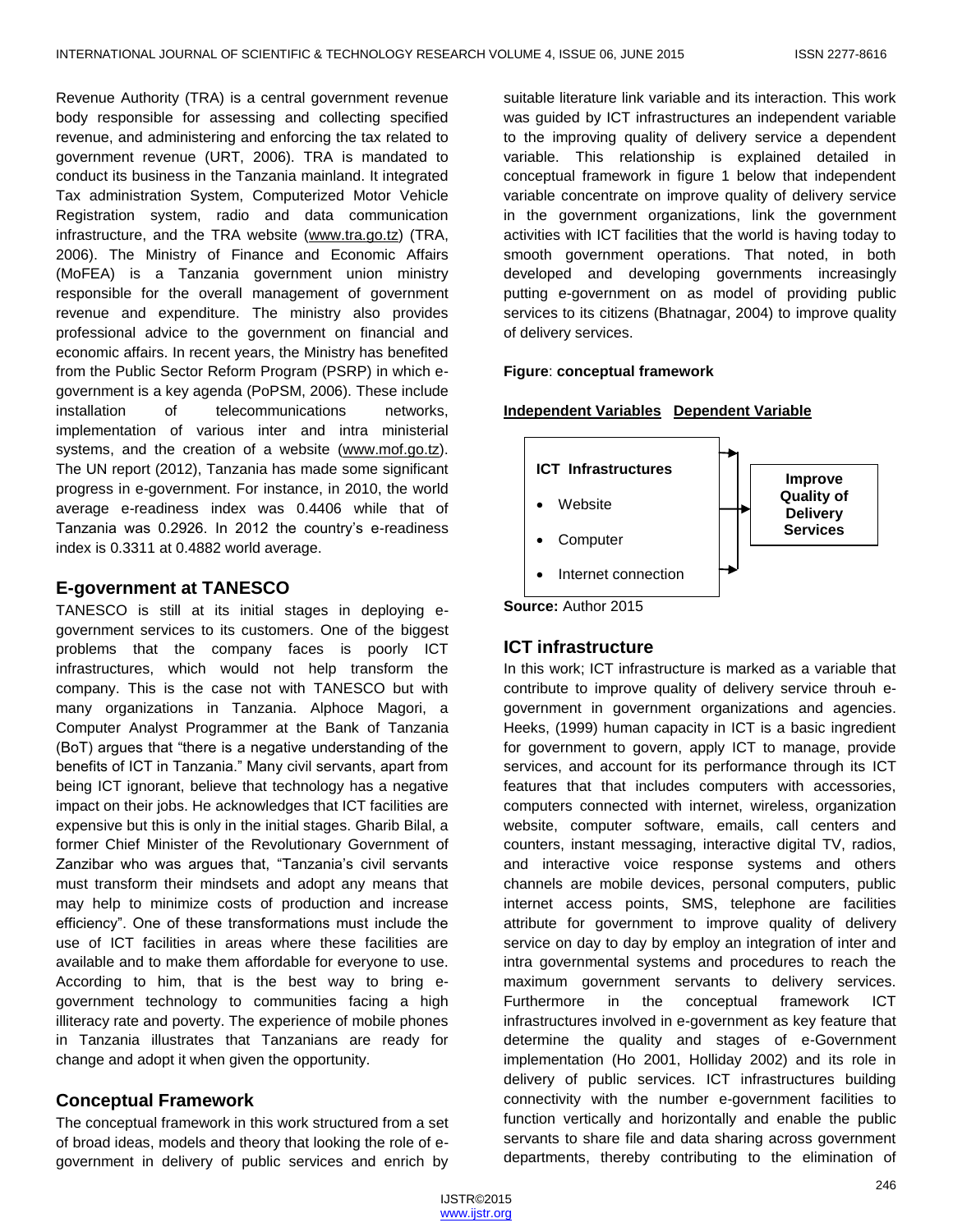Revenue Authority (TRA) is a central government revenue body responsible for assessing and collecting specified revenue, and administering and enforcing the tax related to government revenue (URT, 2006). TRA is mandated to conduct its business in the Tanzania mainland. It integrated Tax administration System, Computerized Motor Vehicle Registration system, radio and data communication infrastructure, and the TRA website (www.tra.go.tz) (TRA, 2006). The Ministry of Finance and Economic Affairs (MoFEA) is a Tanzania government union ministry responsible for the overall management of government revenue and expenditure. The ministry also provides professional advice to the government on financial and economic affairs. In recent years, the Ministry has benefited from the Public Sector Reform Program (PSRP) in which e-government is a key agenda (PoPSM, 2006). These include installation of telecommunications networks, implementation of various inter and intra ministerial systems, and the creation of a website (www.mof.go.tz). The UN report (2012), Tanzania has made some significant progress in e-government. For instance, in 2010, the world average e-readiness index was 0.4406 while that of Tanzania was 0.2926. In 2012 the country's e-readiness index is 0.3311 at 0.4882 world average.

## E-government at TANESCO

TANESCO is still at its initial stages in deploying e-government services to its customers. One of the biggest problems that the company faces is poorly ICT infrastructures, which would not help transform the company. This is the case not with TANESCO but with many organizations in Tanzania. Alphoce Magori, a Computer Analyst Programmer at the Bank of Tanzania (BoT) argues that "there is a negative understanding of the benefits of ICT in Tanzania." Many civil servants, apart from being ICT ignorant, believe that technology has a negative impact on their jobs. He acknowledges that ICT facilities are expensive but this is only in the initial stages. Gharib Bilal, a former Chief Minister of the Revolutionary Government of Zanzibar who was argues that, "Tanzania's civil servants must transform their mindsets and adopt any means that may help to minimize costs of production and increase efficiency". One of these transformations must include the use of ICT facilities in areas where these facilities are available and to make them affordable for everyone to use. According to him, that is the best way to bring e-government technology to communities facing a high illiteracy rate and poverty. The experience of mobile phones in Tanzania illustrates that Tanzanians are ready for change and adopt it when given the opportunity.

## Conceptual Framework

The conceptual framework in this work structured from a set of broad ideas, models and theory that looking the role of e-government in delivery of public services and enrich by suitable literature link variable and its interaction. This work was guided by ICT infrastructures an independent variable to the improving quality of delivery service a dependent variable. This relationship is explained detailed in conceptual framework in figure 1 below that independent variable concentrate on improve quality of delivery service in the government organizations, link the government activities with ICT facilities that the world is having today to smooth government operations. That noted, in both developed and developing governments increasingly putting e-government on as model of providing public services to its citizens (Bhatnagar, 2004) to improve quality of delivery services.

**Figure**: **conceptual framework**

**Independent Variables** **Dependent Variable**

**ICT Infrastructures**
- Website
- Computer
- Internet connection

→ **Improve Quality of Delivery Services**

**Source:** Author 2015

## ICT infrastructure

In this work; ICT infrastructure is marked as a variable that contribute to improve quality of delivery service throuh e-government in government organizations and agencies. Heeks, (1999) human capacity in ICT is a basic ingredient for government to govern, apply ICT to manage, provide services, and account for its performance through its ICT features that that includes computers with accessories, computers connected with internet, wireless, organization website, computer software, emails, call centers and counters, instant messaging, interactive digital TV, radios, and interactive voice response systems and others channels are mobile devices, personal computers, public internet access points, SMS, telephone are facilities attribute for government to improve quality of delivery service on day to day by employ an integration of inter and intra governmental systems and procedures to reach the maximum government servants to delivery services. Furthermore in the conceptual framework ICT infrastructures involved in e-government as key feature that determine the quality and stages of e-Government implementation (Ho 2001, Holliday 2002) and its role in delivery of public services. ICT infrastructures building connectivity with the number e-government facilities to function vertically and horizontally and enable the public servants to share file and data sharing across government departments, thereby contributing to the elimination of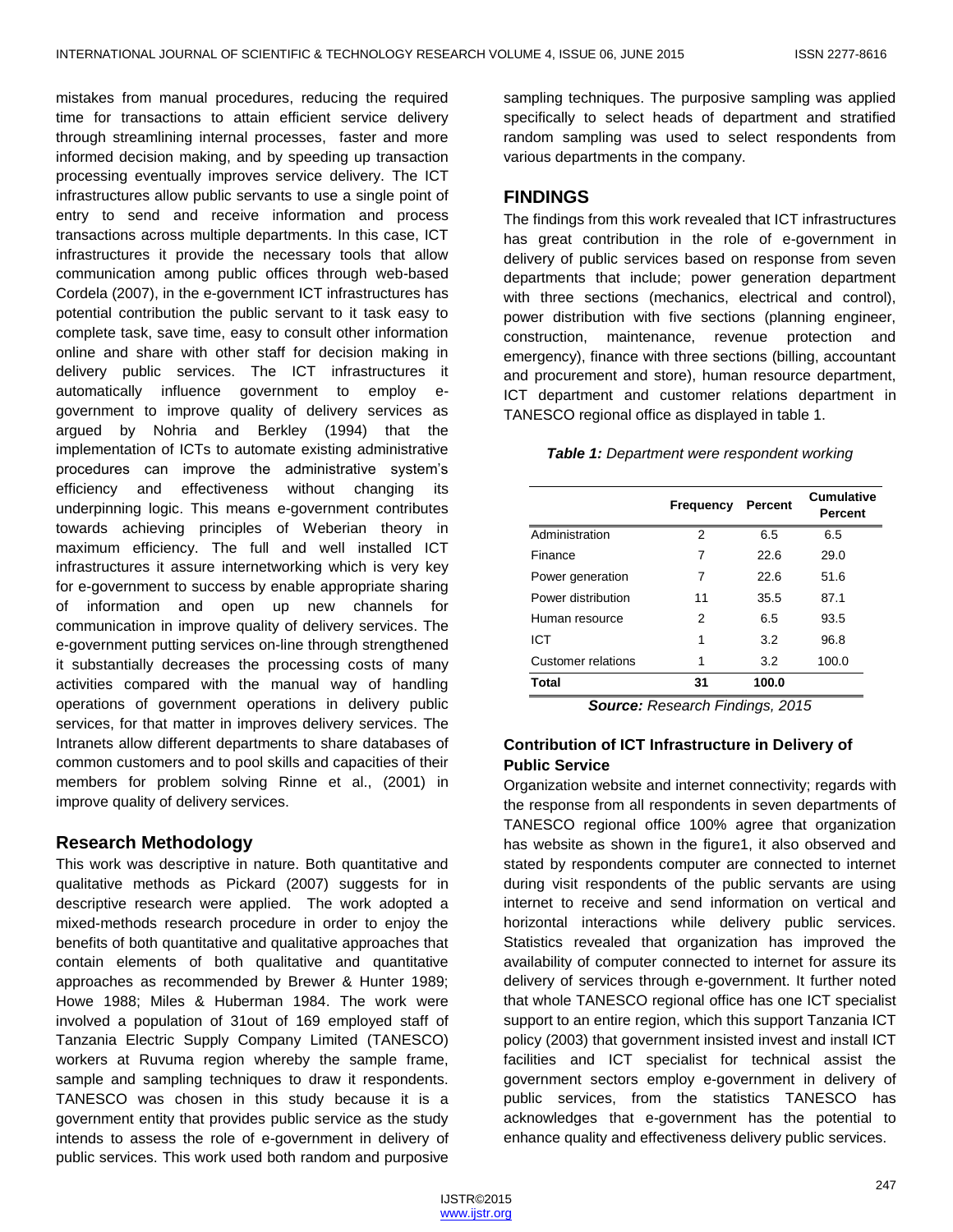mistakes from manual procedures, reducing the required time for transactions to attain efficient service delivery through streamlining internal processes, faster and more informed decision making, and by speeding up transaction processing eventually improves service delivery. The ICT infrastructures allow public servants to use a single point of entry to send and receive information and process transactions across multiple departments. In this case, ICT infrastructures it provide the necessary tools that allow communication among public offices through web-based Cordela (2007), in the e-government ICT infrastructures has potential contribution the public servant to it task easy to complete task, save time, easy to consult other information online and share with other staff for decision making in delivery public services. The ICT infrastructures it automatically influence government to employ e-government to improve quality of delivery services as argued by Nohria and Berkley (1994) that the implementation of ICTs to automate existing administrative procedures can improve the administrative system's efficiency and effectiveness without changing its underpinning logic. This means e-government contributes towards achieving principles of Weberian theory in maximum efficiency. The full and well installed ICT infrastructures it assure internetworking which is very key for e-government to success by enable appropriate sharing of information and open up new channels for communication in improve quality of delivery services. The e-government putting services on-line through strengthened it substantially decreases the processing costs of many activities compared with the manual way of handling operations of government operations in delivery public services, for that matter in improves delivery services. The Intranets allow different departments to share databases of common customers and to pool skills and capacities of their members for problem solving Rinne et al., (2001) in improve quality of delivery services.

## Research Methodology

This work was descriptive in nature. Both quantitative and qualitative methods as Pickard (2007) suggests for in descriptive research were applied. The work adopted a mixed-methods research procedure in order to enjoy the benefits of both quantitative and qualitative approaches that contain elements of both qualitative and quantitative approaches as recommended by Brewer & Hunter 1989; Howe 1988; Miles & Huberman 1984. The work were involved a population of 31out of 169 employed staff of Tanzania Electric Supply Company Limited (TANESCO) workers at Ruvuma region whereby the sample frame, sample and sampling techniques to draw it respondents. TANESCO was chosen in this study because it is a government entity that provides public service as the study intends to assess the role of e-government in delivery of public services. This work used both random and purposive sampling techniques. The purposive sampling was applied specifically to select heads of department and stratified random sampling was used to select respondents from various departments in the company.

## FINDINGS

The findings from this work revealed that ICT infrastructures has great contribution in the role of e-government in delivery of public services based on response from seven departments that include; power generation department with three sections (mechanics, electrical and control), power distribution with five sections (planning engineer, construction, maintenance, revenue protection and emergency), finance with three sections (billing, accountant and procurement and store), human resource department, ICT department and customer relations department in TANESCO regional office as displayed in table 1.

***Table 1:*** *Department were respondent working*

| | Frequency | Percent | Cumulative Percent |
|---|---|---|---|
| Administration | 2 | 6.5 | 6.5 |
| Finance | 7 | 22.6 | 29.0 |
| Power generation | 7 | 22.6 | 51.6 |
| Power distribution | 11 | 35.5 | 87.1 |
| Human resource | 2 | 6.5 | 93.5 |
| ICT | 1 | 3.2 | 96.8 |
| Customer relations | 1 | 3.2 | 100.0 |
| **Total** | **31** | **100.0** | |

***Source:*** *Research Findings, 2015*

### Contribution of ICT Infrastructure in Delivery of Public Service

Organization website and internet connectivity; regards with the response from all respondents in seven departments of TANESCO regional office 100% agree that organization has website as shown in the figure1, it also observed and stated by respondents computer are connected to internet during visit respondents of the public servants are using internet to receive and send information on vertical and horizontal interactions while delivery public services. Statistics revealed that organization has improved the availability of computer connected to internet for assure its delivery of services through e-government. It further noted that whole TANESCO regional office has one ICT specialist support to an entire region, which this support Tanzania ICT policy (2003) that government insisted invest and install ICT facilities and ICT specialist for technical assist the government sectors employ e-government in delivery of public services, from the statistics TANESCO has acknowledges that e-government has the potential to enhance quality and effectiveness delivery public services.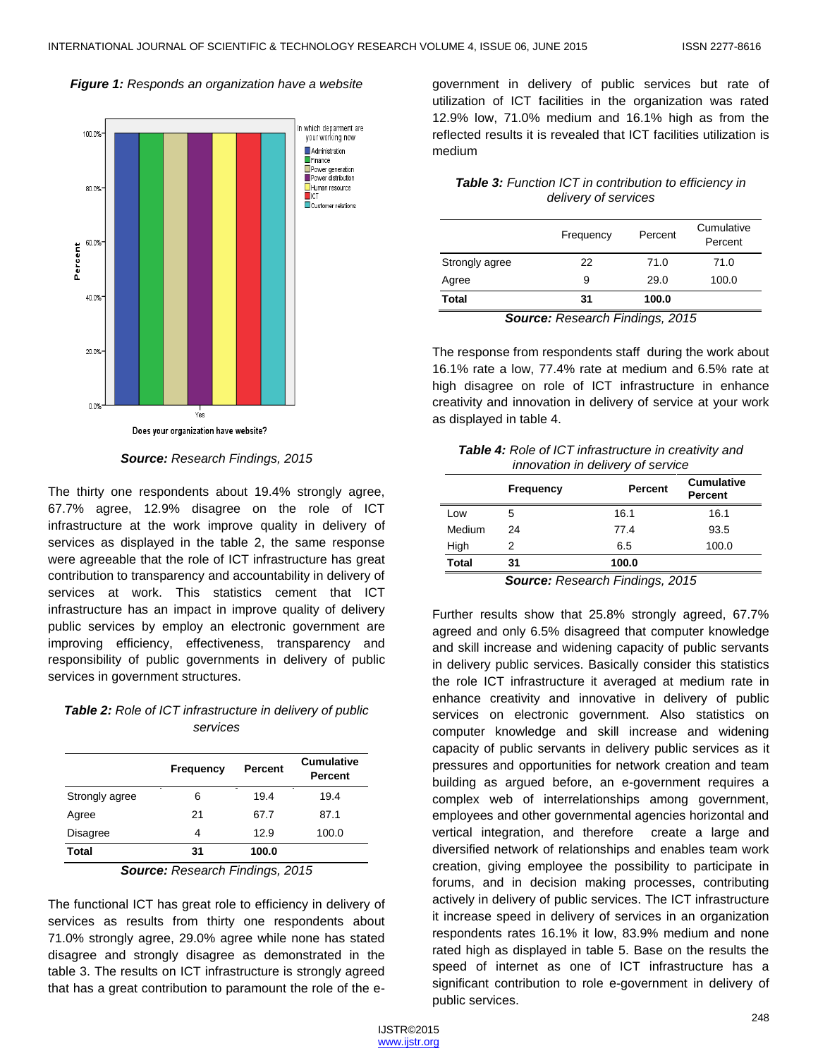***Figure 1:*** *Responds an organization have a website*

***Source:*** Research Findings, 2015

The thirty one respondents about 19.4% strongly agree, 67.7% agree, 12.9% disagree on the role of ICT infrastructure at the work improve quality in delivery of services as displayed in the table 2, the same response were agreeable that the role of ICT infrastructure has great contribution to transparency and accountability in delivery of services at work. This statistics cement that ICT infrastructure has an impact in improve quality of delivery public services by employ an electronic government are improving efficiency, effectiveness, transparency and responsibility of public governments in delivery of public services in government structures.

***Table 2:*** *Role of ICT infrastructure in delivery of public services*

| | Frequency | Percent | Cumulative Percent |
|---|---|---|---|
| Strongly agree | 6 | 19.4 | 19.4 |
| Agree | 21 | 67.7 | 87.1 |
| Disagree | 4 | 12.9 | 100.0 |
| **Total** | **31** | **100.0** | |

***Source:*** Research Findings, 2015

The functional ICT has great role to efficiency in delivery of services as results from thirty one respondents about 71.0% strongly agree, 29.0% agree while none has stated disagree and strongly disagree as demonstrated in the table 3. The results on ICT infrastructure is strongly agreed that has a great contribution to paramount the role of the e-government in delivery of public services but rate of utilization of ICT facilities in the organization was rated 12.9% low, 71.0% medium and 16.1% high as from the reflected results it is revealed that ICT facilities utilization is medium

***Table 3:*** *Function ICT in contribution to efficiency in delivery of services*

| | Frequency | Percent | Cumulative Percent |
|---|---|---|---|
| Strongly agree | 22 | 71.0 | 71.0 |
| Agree | 9 | 29.0 | 100.0 |
| **Total** | **31** | **100.0** | |

***Source:*** Research Findings, 2015

The response from respondents staff during the work about 16.1% rate a low, 77.4% rate at medium and 6.5% rate at high disagree on role of ICT infrastructure in enhance creativity and innovation in delivery of service at your work as displayed in table 4.

***Table 4:*** *Role of ICT infrastructure in creativity and innovation in delivery of service*

| | Frequency | Percent | Cumulative Percent |
|---|---|---|---|
| Low | 5 | 16.1 | 16.1 |
| Medium | 24 | 77.4 | 93.5 |
| High | 2 | 6.5 | 100.0 |
| **Total** | **31** | **100.0** | |

***Source:*** Research Findings, 2015

Further results show that 25.8% strongly agreed, 67.7% agreed and only 6.5% disagreed that computer knowledge and skill increase and widening capacity of public servants in delivery public services. Basically consider this statistics the role ICT infrastructure it averaged at medium rate in enhance creativity and innovative in delivery of public services on electronic government. Also statistics on computer knowledge and skill increase and widening capacity of public servants in delivery public services as it pressures and opportunities for network creation and team building as argued before, an e-government requires a complex web of interrelationships among government, employees and other governmental agencies horizontal and vertical integration, and therefore create a large and diversified network of relationships and enables team work creation, giving employee the possibility to participate in forums, and in decision making processes, contributing actively in delivery of public services. The ICT infrastructure it increase speed in delivery of services in an organization respondents rates 16.1% it low, 83.9% medium and none rated high as displayed in table 5. Base on the results the speed of internet as one of ICT infrastructure has a significant contribution to role e-government in delivery of public services.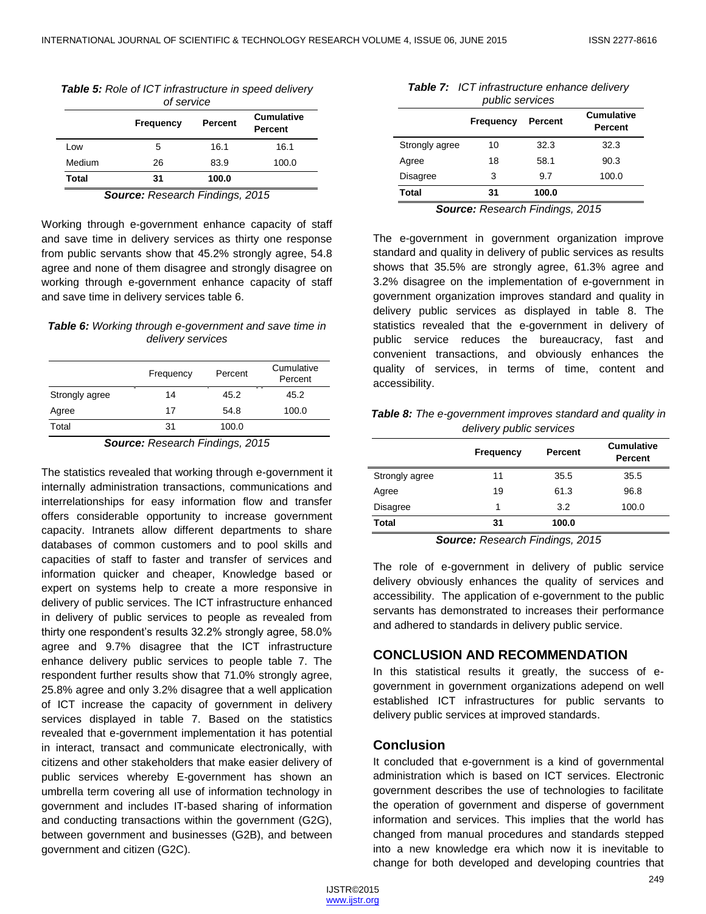***Table 5:*** *Role of ICT infrastructure in speed delivery of service*

| | Frequency | Percent | Cumulative Percent |
|---|---|---|---|
| Low | 5 | 16.1 | 16.1 |
| Medium | 26 | 83.9 | 100.0 |
| **Total** | **31** | **100.0** | |

***Source:*** *Research Findings, 2015*

Working through e-government enhance capacity of staff and save time in delivery services as thirty one response from public servants show that 45.2% strongly agree, 54.8 agree and none of them disagree and strongly disagree on working through e-government enhance capacity of staff and save time in delivery services table 6.

***Table 6:*** *Working through e-government and save time in delivery services*

| | Frequency | Percent | Cumulative Percent |
|---|---|---|---|
| Strongly agree | 14 | 45.2 | 45.2 |
| Agree | 17 | 54.8 | 100.0 |
| Total | 31 | 100.0 | |

***Source:*** *Research Findings, 2015*

The statistics revealed that working through e-government it internally administration transactions, communications and interrelationships for easy information flow and transfer offers considerable opportunity to increase government capacity. Intranets allow different departments to share databases of common customers and to pool skills and capacities of staff to faster and transfer of services and information quicker and cheaper, Knowledge based or expert on systems help to create a more responsive in delivery of public services. The ICT infrastructure enhanced in delivery of public services to people as revealed from thirty one respondent's results 32.2% strongly agree, 58.0% agree and 9.7% disagree that the ICT infrastructure enhance delivery public services to people table 7. The respondent further results show that 71.0% strongly agree, 25.8% agree and only 3.2% disagree that a well application of ICT increase the capacity of government in delivery services displayed in table 7. Based on the statistics revealed that e-government implementation it has potential in interact, transact and communicate electronically, with citizens and other stakeholders that make easier delivery of public services whereby E-government has shown an umbrella term covering all use of information technology in government and includes IT-based sharing of information and conducting transactions within the government (G2G), between government and businesses (G2B), and between government and citizen (G2C).

***Table 7:*** *ICT infrastructure enhance delivery public services*

| | Frequency | Percent | Cumulative Percent |
|---|---|---|---|
| Strongly agree | 10 | 32.3 | 32.3 |
| Agree | 18 | 58.1 | 90.3 |
| Disagree | 3 | 9.7 | 100.0 |
| **Total** | **31** | **100.0** | |

***Source:*** *Research Findings, 2015*

The e-government in government organization improve standard and quality in delivery of public services as results shows that 35.5% are strongly agree, 61.3% agree and 3.2% disagree on the implementation of e-government in government organization improves standard and quality in delivery public services as displayed in table 8. The statistics revealed that the e-government in delivery of public service reduces the bureaucracy, fast and convenient transactions, and obviously enhances the quality of services, in terms of time, content and accessibility.

***Table 8:*** *The e-government improves standard and quality in delivery public services*

| | Frequency | Percent | Cumulative Percent |
|---|---|---|---|
| Strongly agree | 11 | 35.5 | 35.5 |
| Agree | 19 | 61.3 | 96.8 |
| Disagree | 1 | 3.2 | 100.0 |
| **Total** | **31** | **100.0** | |

***Source:*** *Research Findings, 2015*

The role of e-government in delivery of public service delivery obviously enhances the quality of services and accessibility. The application of e-government to the public servants has demonstrated to increases their performance and adhered to standards in delivery public service.

## CONCLUSION AND RECOMMENDATION

In this statistical results it greatly, the success of e-government in government organizations adepend on well established ICT infrastructures for public servants to delivery public services at improved standards.

### Conclusion

It concluded that e-government is a kind of governmental administration which is based on ICT services. Electronic government describes the use of technologies to facilitate the operation of government and disperse of government information and services. This implies that the world has changed from manual procedures and standards stepped into a new knowledge era which now it is inevitable to change for both developed and developing countries that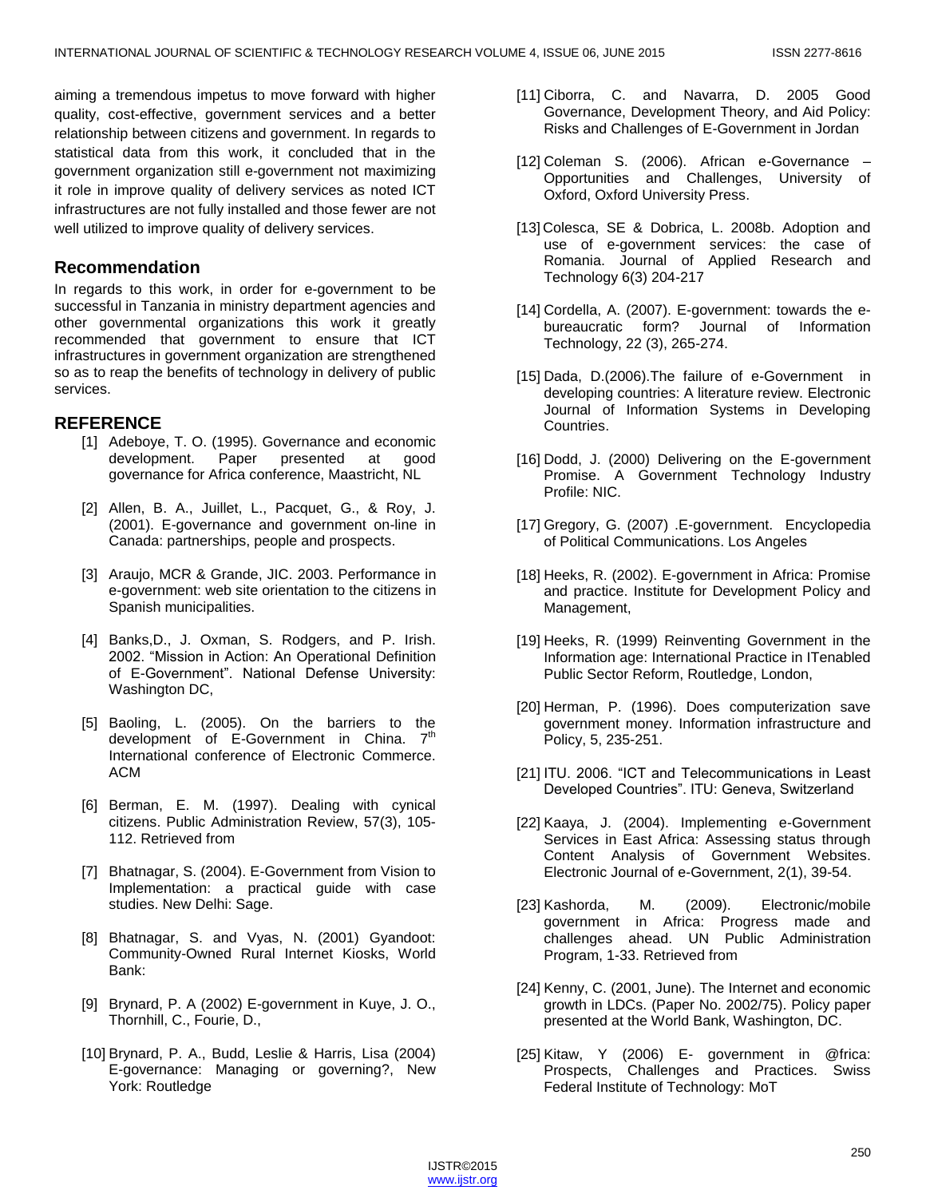aiming a tremendous impetus to move forward with higher quality, cost-effective, government services and a better relationship between citizens and government. In regards to statistical data from this work, it concluded that in the government organization still e-government not maximizing it role in improve quality of delivery services as noted ICT infrastructures are not fully installed and those fewer are not well utilized to improve quality of delivery services.

## Recommendation

In regards to this work, in order for e-government to be successful in Tanzania in ministry department agencies and other governmental organizations this work it greatly recommended that government to ensure that ICT infrastructures in government organization are strengthened so as to reap the benefits of technology in delivery of public services.

## REFERENCE

[1] Adeboye, T. O. (1995). Governance and economic development. Paper presented at good governance for Africa conference, Maastricht, NL

[2] Allen, B. A., Juillet, L., Pacquet, G., & Roy, J. (2001). E-governance and government on-line in Canada: partnerships, people and prospects.

[3] Araujo, MCR & Grande, JIC. 2003. Performance in e-government: web site orientation to the citizens in Spanish municipalities.

[4] Banks,D., J. Oxman, S. Rodgers, and P. Irish. 2002. "Mission in Action: An Operational Definition of E-Government". National Defense University: Washington DC,

[5] Baoling, L. (2005). On the barriers to the development of E-Government in China. 7th International conference of Electronic Commerce. ACM

[6] Berman, E. M. (1997). Dealing with cynical citizens. Public Administration Review, 57(3), 105-112. Retrieved from

[7] Bhatnagar, S. (2004). E-Government from Vision to Implementation: a practical guide with case studies. New Delhi: Sage.

[8] Bhatnagar, S. and Vyas, N. (2001) Gyandoot: Community-Owned Rural Internet Kiosks, World Bank:

[9] Brynard, P. A (2002) E-government in Kuye, J. O., Thornhill, C., Fourie, D.,

[10] Brynard, P. A., Budd, Leslie & Harris, Lisa (2004) E-governance: Managing or governing?, New York: Routledge

[11] Ciborra, C. and Navarra, D. 2005 Good Governance, Development Theory, and Aid Policy: Risks and Challenges of E-Government in Jordan

[12] Coleman S. (2006). African e-Governance – Opportunities and Challenges, University of Oxford, Oxford University Press.

[13] Colesca, SE & Dobrica, L. 2008b. Adoption and use of e-government services: the case of Romania. Journal of Applied Research and Technology 6(3) 204-217

[14] Cordella, A. (2007). E-government: towards the e-bureaucratic form? Journal of Information Technology, 22 (3), 265-274.

[15] Dada, D.(2006).The failure of e-Government in developing countries: A literature review. Electronic Journal of Information Systems in Developing Countries.

[16] Dodd, J. (2000) Delivering on the E-government Promise. A Government Technology Industry Profile: NIC.

[17] Gregory, G. (2007) .E-government. Encyclopedia of Political Communications. Los Angeles

[18] Heeks, R. (2002). E-government in Africa: Promise and practice. Institute for Development Policy and Management,

[19] Heeks, R. (1999) Reinventing Government in the Information age: International Practice in ITenabled Public Sector Reform, Routledge, London,

[20] Herman, P. (1996). Does computerization save government money. Information infrastructure and Policy, 5, 235-251.

[21] ITU. 2006. "ICT and Telecommunications in Least Developed Countries". ITU: Geneva, Switzerland

[22] Kaaya, J. (2004). Implementing e-Government Services in East Africa: Assessing status through Content Analysis of Government Websites. Electronic Journal of e-Government, 2(1), 39-54.

[23] Kashorda, M. (2009). Electronic/mobile government in Africa: Progress made and challenges ahead. UN Public Administration Program, 1-33. Retrieved from

[24] Kenny, C. (2001, June). The Internet and economic growth in LDCs. (Paper No. 2002/75). Policy paper presented at the World Bank, Washington, DC.

[25] Kitaw, Y (2006) E- government in @frica: Prospects, Challenges and Practices. Swiss Federal Institute of Technology: MoT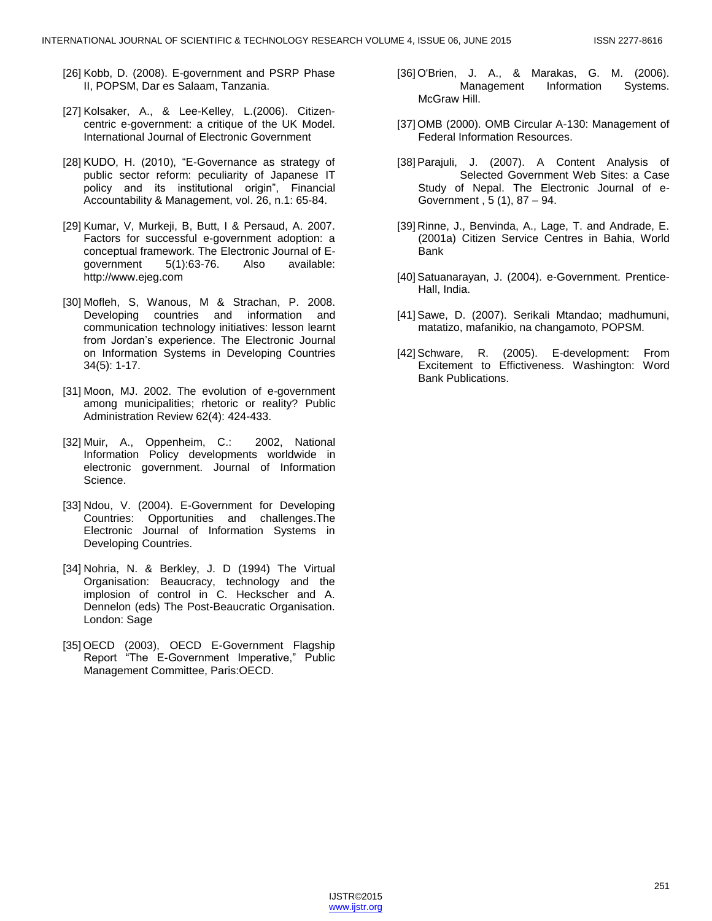[26] Kobb, D. (2008). E-government and PSRP Phase II, POPSM, Dar es Salaam, Tanzania.

[27] Kolsaker, A., & Lee-Kelley, L.(2006). Citizen-centric e-government: a critique of the UK Model. International Journal of Electronic Government

[28] KUDO, H. (2010), "E-Governance as strategy of public sector reform: peculiarity of Japanese IT policy and its institutional origin", Financial Accountability & Management, vol. 26, n.1: 65-84.

[29] Kumar, V, Murkeji, B, Butt, I & Persaud, A. 2007. Factors for successful e-government adoption: a conceptual framework. The Electronic Journal of E-government 5(1):63-76. Also available: http://www.ejeg.com

[30] Mofleh, S, Wanous, M & Strachan, P. 2008. Developing countries and information and communication technology initiatives: lesson learnt from Jordan's experience. The Electronic Journal on Information Systems in Developing Countries 34(5): 1-17.

[31] Moon, MJ. 2002. The evolution of e-government among municipalities; rhetoric or reality? Public Administration Review 62(4): 424-433.

[32] Muir, A., Oppenheim, C.: 2002, National Information Policy developments worldwide in electronic government. Journal of Information Science.

[33] Ndou, V. (2004). E-Government for Developing Countries: Opportunities and challenges.The Electronic Journal of Information Systems in Developing Countries.

[34] Nohria, N. & Berkley, J. D (1994) The Virtual Organisation: Beaucracy, technology and the implosion of control in C. Heckscher and A. Dennelon (eds) The Post-Beaucratic Organisation. London: Sage

[35] OECD (2003), OECD E-Government Flagship Report "The E-Government Imperative," Public Management Committee, Paris:OECD.

[36] O'Brien, J. A., & Marakas, G. M. (2006). Management Information Systems. McGraw Hill.

[37] OMB (2000). OMB Circular A-130: Management of Federal Information Resources.

[38] Parajuli, J. (2007). A Content Analysis of Selected Government Web Sites: a Case Study of Nepal. The Electronic Journal of e-Government , 5 (1), 87 – 94.

[39] Rinne, J., Benvinda, A., Lage, T. and Andrade, E. (2001a) Citizen Service Centres in Bahia, World Bank

[40] Satuanarayan, J. (2004). e-Government. Prentice-Hall, India.

[41] Sawe, D. (2007). Serikali Mtandao; madhumuni, matatizo, mafanikio, na changamoto, POPSM.

[42] Schware, R. (2005). E-development: From Excitement to Effictiveness. Washington: Word Bank Publications.